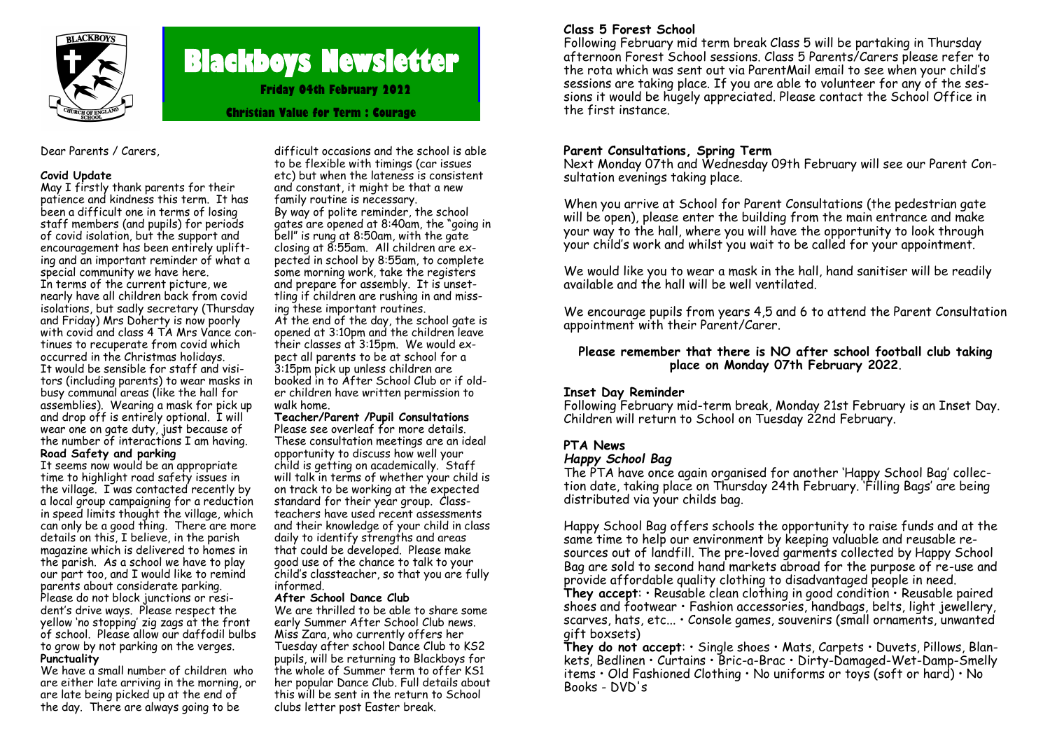# Blackboys Newsletter

**Friday 04th February 2022**

**Christian Value for Term : Courage**

Dear Parents / Carers,

**Covid Update**

May I firstly thank parents for their patience and kindness this term. It has been a difficult one in terms of losing staff members (and pupils) for periods of covid isolation, but the support and encouragement has been entirely uplifting and an important reminder of what a special community we have here.

In terms of the current picture, we nearly have all children back from covid isolations, but sadly secretary (Thursday and Friday) Mrs Doherty is now poorly with covid and class 4 TA Mrs Vance continues to recuperate from covid which occurred in the Christmas holidays.

It would be sensible for staff and visitors (including parents) to wear masks in busy communal areas (like the hall for assemblies). Wearing a mask for pick up and drop off is entirely optional. I will wear one on gate duty, just because of the number of interactions I am having.

**Road Safety and parking**

It seems now would be an appropriate time to highlight road safety issues in the village. I was contacted recently by a local group campaigning for a reduction in speed limits thought the village, which can only be a good thing. There are more details on this, I believe, in the parish magazine which is delivered to homes in the parish. As a school we have to play our part too, and I would like to remind parents about considerate parking. Please do not block junctions or resident's drive ways. Please respect the yellow 'no stopping' zig zags at the front of school. Please allow our daffodil bulbs to grow by not parking on the verges.

**Punctuality**

We have a small number of children who are either late arriving in the morning, or are late being picked up at the end of the day. There are always going to be difficult occasions and the school is able to be flexible with timings (car issues etc) but when the lateness is consistent and constant, it might be that a new family routine is necessary.

By way of polite reminder, the school gates are opened at 8:40am, the "going in bell" is rung at 8:50am, with the gate closing at 8:55am. All children are expected in school by 8:55am, to complete some morning work, take the registers and prepare for assembly. It is unsettling if children are rushing in and missing these important routines.

At the end of the day, the school gate is opened at 3:10pm and the children leave their classes at 3:15pm. We would expect all parents to be at school for a 3:15pm pick up unless children are booked in to After School Club or if older children have written permission to walk home.

**Teacher/Parent /Pupil Consultations**

Please see overleaf for more details. These consultation meetings are an ideal opportunity to discuss how well your child is getting on academically. Staff will talk in terms of whether your child is on track to be working at the expected standard for their year group. Class-teachers have used recent assessments and their knowledge of your child in class daily to identify strengths and areas that could be developed. Please make good use of the chance to talk to your child's classteacher, so that you are fully informed.

**After School Dance Club**

We are thrilled to be able to share some early Summer After School Club news. Miss Zara, who currently offers her Tuesday after school Dance Club to KS2 pupils, will be returning to Blackboys for the whole of Summer term to offer KS1 her popular Dance Club. Full details about this will be sent in the return to School clubs letter post Easter break.

**Class 5 Forest School**

Following February mid term break Class 5 will be partaking in Thursday afternoon Forest School sessions. Class 5 Parents/Carers please refer to the rota which was sent out via ParentMail email to see when your child's sessions are taking place. If you are able to volunteer for any of the sessions it would be hugely appreciated. Please contact the School Office in the first instance.

**Parent Consultations, Spring Term**

Next Monday 07th and Wednesday 09th February will see our Parent Consultation evenings taking place.

When you arrive at School for Parent Consultations (the pedestrian gate will be open), please enter the building from the main entrance and make your way to the hall, where you will have the opportunity to look through your child's work and whilst you wait to be called for your appointment.

We would like you to wear a mask in the hall, hand sanitiser will be readily available and the hall will be well ventilated.

We encourage pupils from years 4,5 and 6 to attend the Parent Consultation appointment with their Parent/Carer.

**Please remember that there is NO after school football club taking place on Monday 07th February 2022.**

**Inset Day Reminder**

Following February mid-term break, Monday 21st February is an Inset Day. Children will return to School on Tuesday 22nd February.

**PTA News**

***Happy School Bag***

The PTA have once again organised for another 'Happy School Bag' collection date, taking place on Thursday 24th February. 'Filling Bags' are being distributed via your childs bag.

Happy School Bag offers schools the opportunity to raise funds and at the same time to help our environment by keeping valuable and reusable resources out of landfill. The pre-loved garments collected by Happy School Bag are sold to second hand markets abroad for the purpose of re-use and provide affordable quality clothing to disadvantaged people in need.

**They accept**: • Reusable clean clothing in good condition • Reusable paired shoes and footwear • Fashion accessories, handbags, belts, light jewellery, scarves, hats, etc... • Console games, souvenirs (small ornaments, unwanted gift boxsets)

**They do not accept**: • Single shoes • Mats, Carpets • Duvets, Pillows, Blankets, Bedlinen • Curtains • Bric-a-Brac • Dirty-Damaged-Wet-Damp-Smelly items • Old Fashioned Clothing • No uniforms or toys (soft or hard) • No Books - DVD's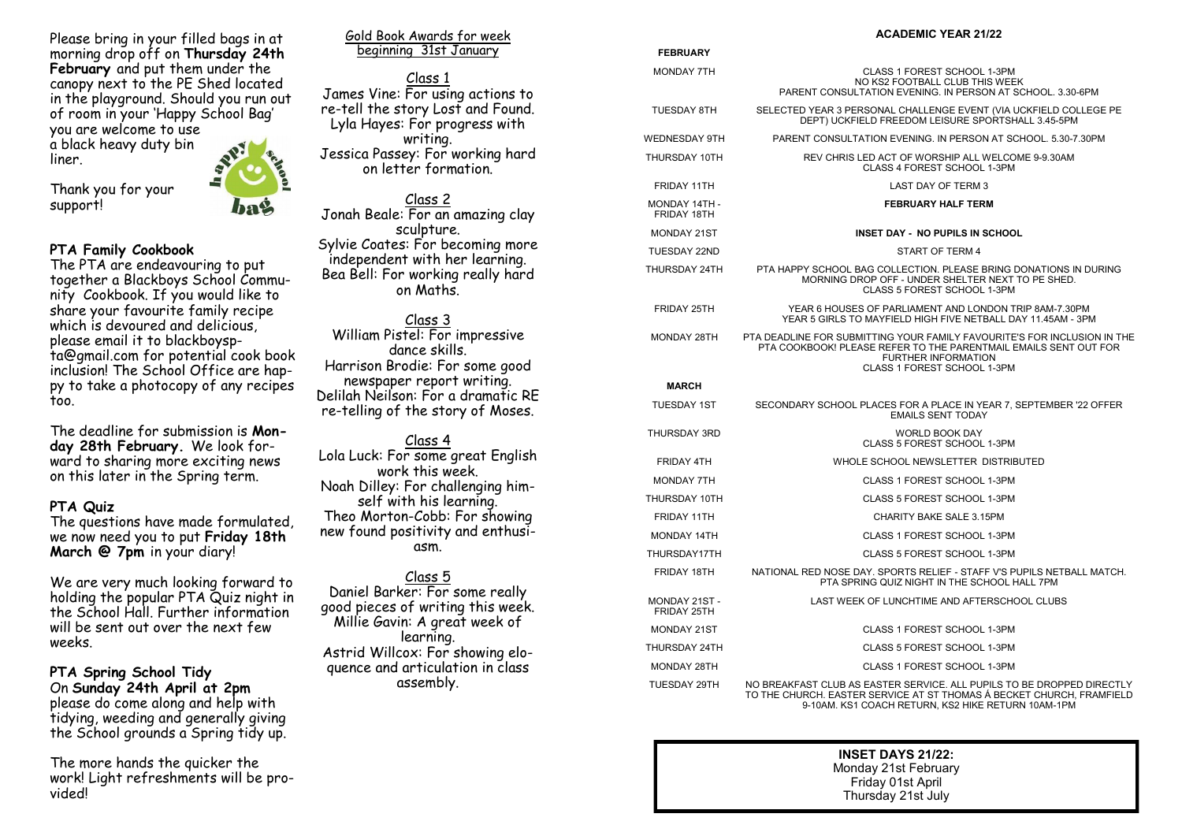Please bring in your filled bags in at morning drop off on **Thursday 24th February** and put them under the canopy next to the PE Shed located in the playground. Should you run out of room in your 'Happy School Bag' you are welcome to use a black heavy duty bin liner.

Thank you for your support!

**PTA Family Cookbook**

The PTA are endeavouring to put together a Blackboys School Community Cookbook. If you would like to share your favourite family recipe which is devoured and delicious, please email it to blackboyspta@gmail.com for potential cook book inclusion! The School Office are happy to take a photocopy of any recipes too.

The deadline for submission is **Monday 28th February.** We look forward to sharing more exciting news on this later in the Spring term.

**PTA Quiz**

The questions have made formulated, we now need you to put **Friday 18th March @ 7pm** in your diary!

We are very much looking forward to holding the popular PTA Quiz night in the School Hall. Further information will be sent out over the next few weeks.

**PTA Spring School Tidy**

On **Sunday 24th April at 2pm** please do come along and help with tidying, weeding and generally giving the School grounds a Spring tidy up.

The more hands the quicker the work! Light refreshments will be provided!

Gold Book Awards for week beginning 31st January

Class 1

James Vine: For using actions to re-tell the story Lost and Found.
Lyla Hayes: For progress with writing.
Jessica Passey: For working hard on letter formation.

Class 2

Jonah Beale: For an amazing clay sculpture.
Sylvie Coates: For becoming more independent with her learning.
Bea Bell: For working really hard on Maths.

Class 3

William Pistel: For impressive dance skills.
Harrison Brodie: For some good newspaper report writing.
Delilah Neilson: For a dramatic RE re-telling of the story of Moses.

Class 4

Lola Luck: For some great English work this week.
Noah Dilley: For challenging himself with his learning.
Theo Morton-Cobb: For showing new found positivity and enthusiasm.

Class 5

Daniel Barker: For some really good pieces of writing this week.
Millie Gavin: A great week of learning.
Astrid Willcox: For showing eloquence and articulation in class assembly.

**ACADEMIC YEAR 21/22**

| | |
|---|---|
| **FEBRUARY** | |
| MONDAY 7TH | CLASS 1 FOREST SCHOOL 1-3PM<br>NO KS2 FOOTBALL CLUB THIS WEEK<br>PARENT CONSULTATION EVENING. IN PERSON AT SCHOOL. 3.30-6PM |
| TUESDAY 8TH | SELECTED YEAR 3 PERSONAL CHALLENGE EVENT (VIA UCKFIELD COLLEGE PE DEPT) UCKFIELD FREEDOM LEISURE SPORTSHALL 3.45-5PM |
| WEDNESDAY 9TH | PARENT CONSULTATION EVENING. IN PERSON AT SCHOOL. 5.30-7.30PM |
| THURSDAY 10TH | REV CHRIS LED ACT OF WORSHIP ALL WELCOME 9-9.30AM<br>CLASS 4 FOREST SCHOOL 1-3PM |
| FRIDAY 11TH | LAST DAY OF TERM 3 |
| MONDAY 14TH - FRIDAY 18TH | **FEBRUARY HALF TERM** |
| MONDAY 21ST | **INSET DAY - NO PUPILS IN SCHOOL** |
| TUESDAY 22ND | START OF TERM 4 |
| THURSDAY 24TH | PTA HAPPY SCHOOL BAG COLLECTION. PLEASE BRING DONATIONS IN DURING MORNING DROP OFF - UNDER SHELTER NEXT TO PE SHED.<br>CLASS 5 FOREST SCHOOL 1-3PM |
| FRIDAY 25TH | YEAR 6 HOUSES OF PARLIAMENT AND LONDON TRIP 8AM-7.30PM<br>YEAR 5 GIRLS TO MAYFIELD HIGH FIVE NETBALL DAY 11.45AM - 3PM |
| MONDAY 28TH | PTA DEADLINE FOR SUBMITTING YOUR FAMILY FAVOURITE'S FOR INCLUSION IN THE PTA COOKBOOK! PLEASE REFER TO THE PARENTMAIL EMAILS SENT OUT FOR FURTHER INFORMATION<br>CLASS 1 FOREST SCHOOL 1-3PM |
| **MARCH** | |
| TUESDAY 1ST | SECONDARY SCHOOL PLACES FOR A PLACE IN YEAR 7, SEPTEMBER '22 OFFER EMAILS SENT TODAY |
| THURSDAY 3RD | WORLD BOOK DAY<br>CLASS 5 FOREST SCHOOL 1-3PM |
| FRIDAY 4TH | WHOLE SCHOOL NEWSLETTER DISTRIBUTED |
| MONDAY 7TH | CLASS 1 FOREST SCHOOL 1-3PM |
| THURSDAY 10TH | CLASS 5 FOREST SCHOOL 1-3PM |
| FRIDAY 11TH | CHARITY BAKE SALE 3.15PM |
| MONDAY 14TH | CLASS 1 FOREST SCHOOL 1-3PM |
| THURSDAY17TH | CLASS 5 FOREST SCHOOL 1-3PM |
| FRIDAY 18TH | NATIONAL RED NOSE DAY. SPORTS RELIEF - STAFF V'S PUPILS NETBALL MATCH.<br>PTA SPRING QUIZ NIGHT IN THE SCHOOL HALL 7PM |
| MONDAY 21ST - FRIDAY 25TH | LAST WEEK OF LUNCHTIME AND AFTERSCHOOL CLUBS |
| MONDAY 21ST | CLASS 1 FOREST SCHOOL 1-3PM |
| THURSDAY 24TH | CLASS 5 FOREST SCHOOL 1-3PM |
| MONDAY 28TH | CLASS 1 FOREST SCHOOL 1-3PM |
| TUESDAY 29TH | NO BREAKFAST CLUB AS EASTER SERVICE. ALL PUPILS TO BE DROPPED DIRECTLY TO THE CHURCH. EASTER SERVICE AT ST THOMAS Á BECKET CHURCH, FRAMFIELD 9-10AM. KS1 COACH RETURN, KS2 HIKE RETURN 10AM-1PM |

**INSET DAYS 21/22:**
Monday 21st February
Friday 01st April
Thursday 21st July